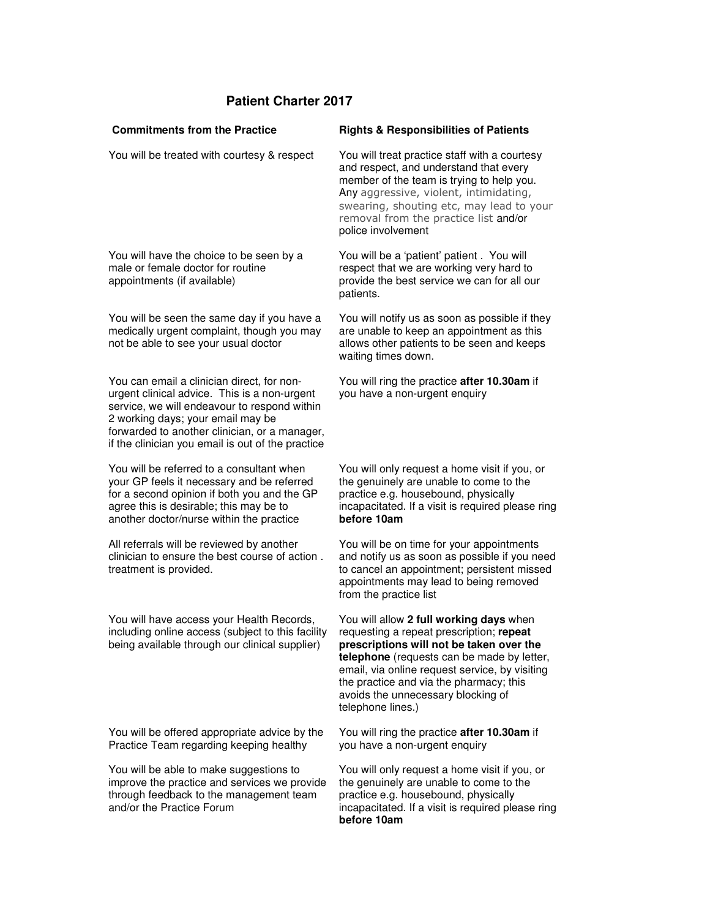# Patient Charter 2017

| Commitments from the Practice | Rights & Responsibilities of Patients |
|---|---|
| You will be treated with courtesy & respect | You will treat practice staff with a courtesy and respect, and understand that every member of the team is trying to help you. Any aggressive, violent, intimidating, swearing, shouting etc, may lead to your removal from the practice list and/or police involvement |
| You will have the choice to be seen by a male or female doctor for routine appointments (if available) | You will be a 'patient' patient . You will respect that we are working very hard to provide the best service we can for all our patients. |
| You will be seen the same day if you have a medically urgent complaint, though you may not be able to see your usual doctor | You will notify us as soon as possible if they are unable to keep an appointment as this allows other patients to be seen and keeps waiting times down. |
| You can email a clinician direct, for non-urgent clinical advice. This is a non-urgent service, we will endeavour to respond within 2 working days; your email may be forwarded to another clinician, or a manager, if the clinician you email is out of the practice | You will ring the practice **after 10.30am** if you have a non-urgent enquiry |
| You will be referred to a consultant when your GP feels it necessary and be referred for a second opinion if both you and the GP agree this is desirable; this may be to another doctor/nurse within the practice | You will only request a home visit if you, or the genuinely are unable to come to the practice e.g. housebound, physically incapacitated. If a visit is required please ring **before 10am** |
| All referrals will be reviewed by another clinician to ensure the best course of action . treatment is provided. | You will be on time for your appointments and notify us as soon as possible if you need to cancel an appointment; persistent missed appointments may lead to being removed from the practice list |
| You will have access your Health Records, including online access (subject to this facility being available through our clinical supplier) | You will allow **2 full working days** when requesting a repeat prescription; **repeat prescriptions will not be taken over the telephone** (requests can be made by letter, email, via online request service, by visiting the practice and via the pharmacy; this avoids the unnecessary blocking of telephone lines.) |
| You will be offered appropriate advice by the Practice Team regarding keeping healthy | You will ring the practice **after 10.30am** if you have a non-urgent enquiry |
| You will be able to make suggestions to improve the practice and services we provide through feedback to the management team and/or the Practice Forum | You will only request a home visit if you, or the genuinely are unable to come to the practice e.g. housebound, physically incapacitated. If a visit is required please ring **before 10am** |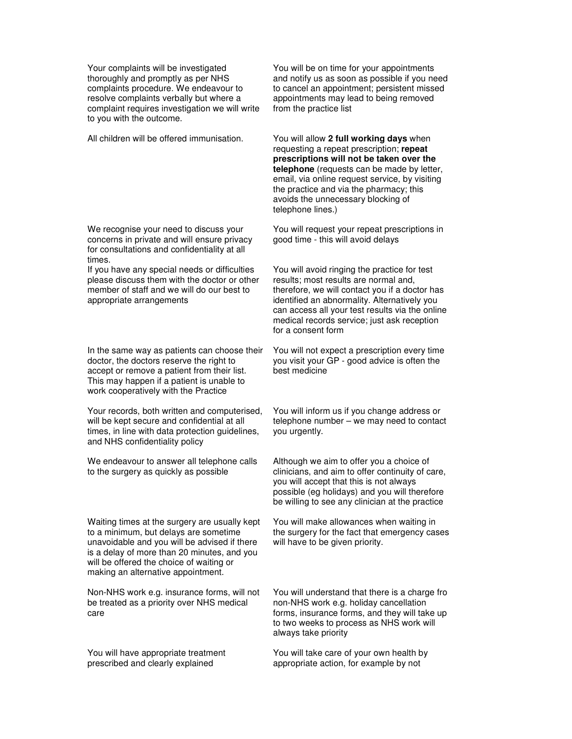Your complaints will be investigated thoroughly and promptly as per NHS complaints procedure. We endeavour to resolve complaints verbally but where a complaint requires investigation we will write to you with the outcome.

You will be on time for your appointments and notify us as soon as possible if you need to cancel an appointment; persistent missed appointments may lead to being removed from the practice list

All children will be offered immunisation.

You will allow **2 full working days** when requesting a repeat prescription; **repeat prescriptions will not be taken over the telephone** (requests can be made by letter, email, via online request service, by visiting the practice and via the pharmacy; this avoids the unnecessary blocking of telephone lines.)

We recognise your need to discuss your concerns in private and will ensure privacy for consultations and confidentiality at all times.

You will request your repeat prescriptions in good time - this will avoid delays

If you have any special needs or difficulties please discuss them with the doctor or other member of staff and we will do our best to appropriate arrangements

You will avoid ringing the practice for test results; most results are normal and, therefore, we will contact you if a doctor has identified an abnormality. Alternatively you can access all your test results via the online medical records service; just ask reception for a consent form

In the same way as patients can choose their doctor, the doctors reserve the right to accept or remove a patient from their list. This may happen if a patient is unable to work cooperatively with the Practice

You will not expect a prescription every time you visit your GP - good advice is often the best medicine

Your records, both written and computerised, will be kept secure and confidential at all times, in line with data protection guidelines, and NHS confidentiality policy

You will inform us if you change address or telephone number – we may need to contact you urgently.

We endeavour to answer all telephone calls to the surgery as quickly as possible

Although we aim to offer you a choice of clinicians, and aim to offer continuity of care, you will accept that this is not always possible (eg holidays) and you will therefore be willing to see any clinician at the practice

Waiting times at the surgery are usually kept to a minimum, but delays are sometime unavoidable and you will be advised if there is a delay of more than 20 minutes, and you will be offered the choice of waiting or making an alternative appointment.

You will make allowances when waiting in the surgery for the fact that emergency cases will have to be given priority.

Non-NHS work e.g. insurance forms, will not be treated as a priority over NHS medical care

You will understand that there is a charge fro non-NHS work e.g. holiday cancellation forms, insurance forms, and they will take up to two weeks to process as NHS work will always take priority

You will have appropriate treatment prescribed and clearly explained

You will take care of your own health by appropriate action, for example by not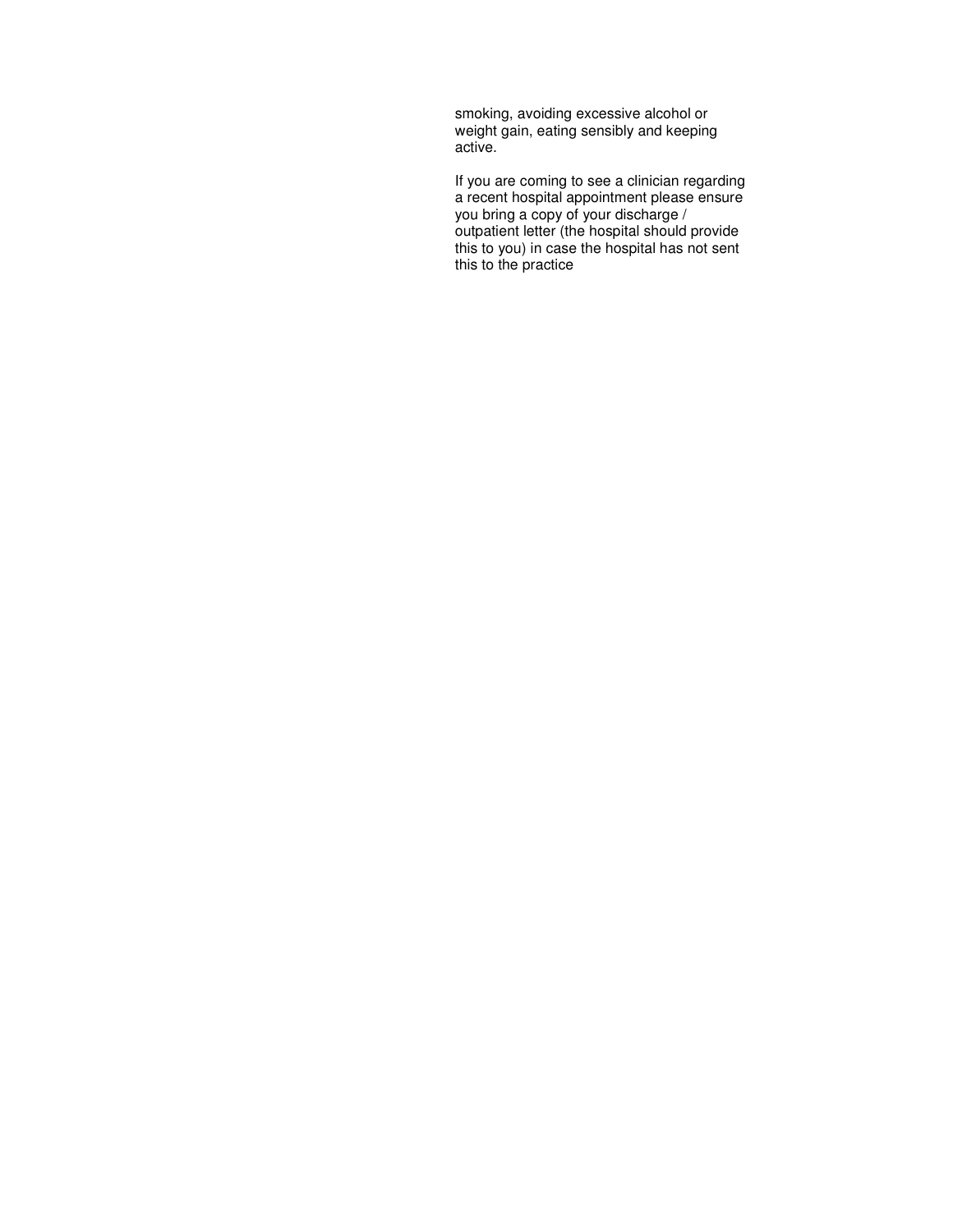smoking, avoiding excessive alcohol or weight gain, eating sensibly and keeping active.

If you are coming to see a clinician regarding a recent hospital appointment please ensure you bring a copy of your discharge / outpatient letter (the hospital should provide this to you) in case the hospital has not sent this to the practice